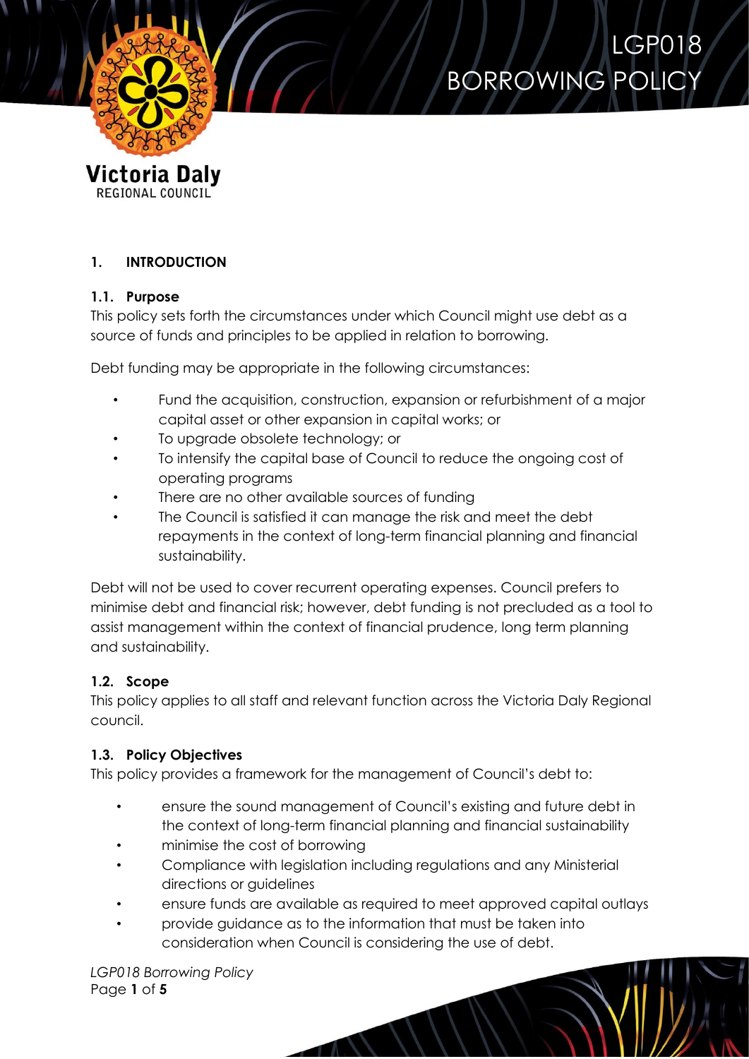# LGP018 BORROWING POLICY

Victoria Daly
REGIONAL COUNCIL

## 1. INTRODUCTION

### 1.1. Purpose

This policy sets forth the circumstances under which Council might use debt as a source of funds and principles to be applied in relation to borrowing.

Debt funding may be appropriate in the following circumstances:

- Fund the acquisition, construction, expansion or refurbishment of a major capital asset or other expansion in capital works; or
- To upgrade obsolete technology; or
- To intensify the capital base of Council to reduce the ongoing cost of operating programs
- There are no other available sources of funding
- The Council is satisfied it can manage the risk and meet the debt repayments in the context of long-term financial planning and financial sustainability.

Debt will not be used to cover recurrent operating expenses. Council prefers to minimise debt and financial risk; however, debt funding is not precluded as a tool to assist management within the context of financial prudence, long term planning and sustainability.

### 1.2. Scope

This policy applies to all staff and relevant function across the Victoria Daly Regional council.

### 1.3. Policy Objectives

This policy provides a framework for the management of Council's debt to:

- ensure the sound management of Council's existing and future debt in the context of long-term financial planning and financial sustainability
- minimise the cost of borrowing
- Compliance with legislation including regulations and any Ministerial directions or guidelines
- ensure funds are available as required to meet approved capital outlays
- provide guidance as to the information that must be taken into consideration when Council is considering the use of debt.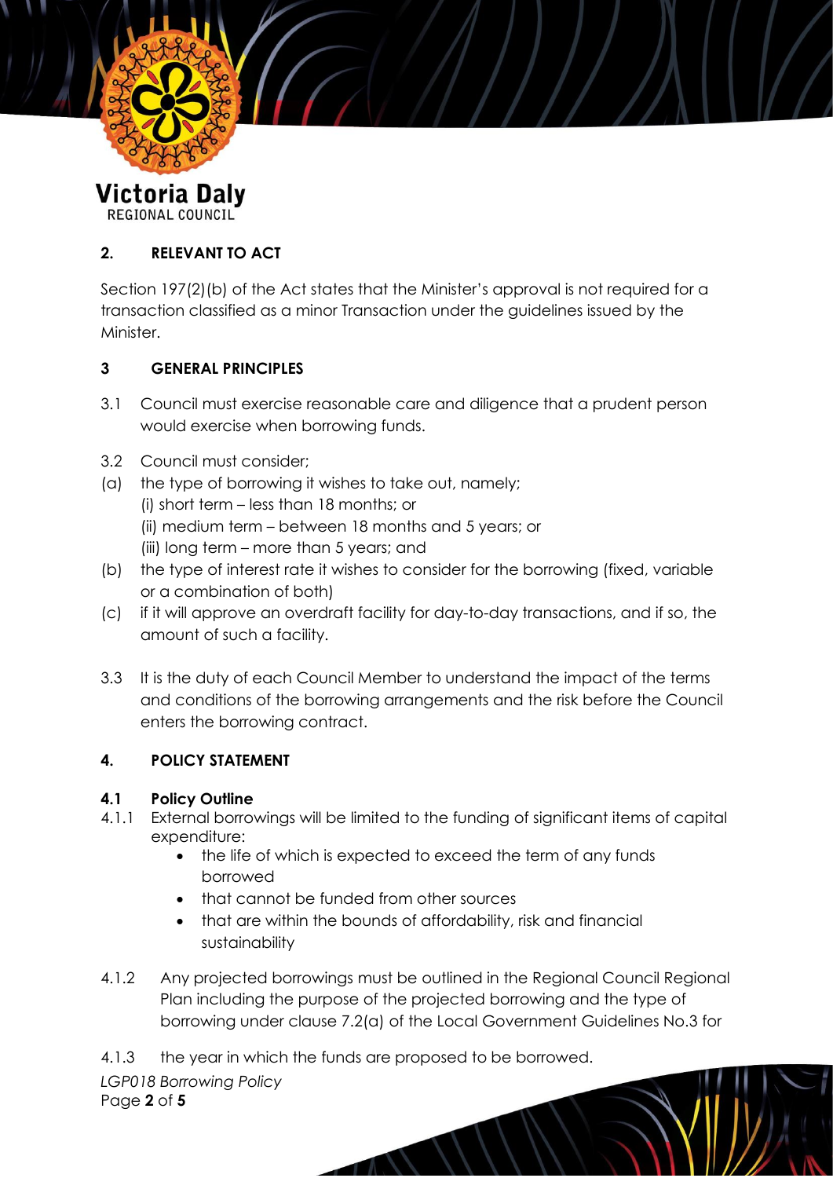## 2. RELEVANT TO ACT

Section 197(2)(b) of the Act states that the Minister's approval is not required for a transaction classified as a minor Transaction under the guidelines issued by the Minister.

## 3 GENERAL PRINCIPLES

3.1 Council must exercise reasonable care and diligence that a prudent person would exercise when borrowing funds.

3.2 Council must consider;

(a) the type of borrowing it wishes to take out, namely;
   (i) short term – less than 18 months; or
   (ii) medium term – between 18 months and 5 years; or
   (iii) long term – more than 5 years; and

(b) the type of interest rate it wishes to consider for the borrowing (fixed, variable or a combination of both)

(c) if it will approve an overdraft facility for day-to-day transactions, and if so, the amount of such a facility.

3.3 It is the duty of each Council Member to understand the impact of the terms and conditions of the borrowing arrangements and the risk before the Council enters the borrowing contract.

## 4. POLICY STATEMENT

### 4.1 Policy Outline

4.1.1 External borrowings will be limited to the funding of significant items of capital expenditure:

- the life of which is expected to exceed the term of any funds borrowed
- that cannot be funded from other sources
- that are within the bounds of affordability, risk and financial sustainability

4.1.2 Any projected borrowings must be outlined in the Regional Council Regional Plan including the purpose of the projected borrowing and the type of borrowing under clause 7.2(a) of the Local Government Guidelines No.3 for

4.1.3 the year in which the funds are proposed to be borrowed.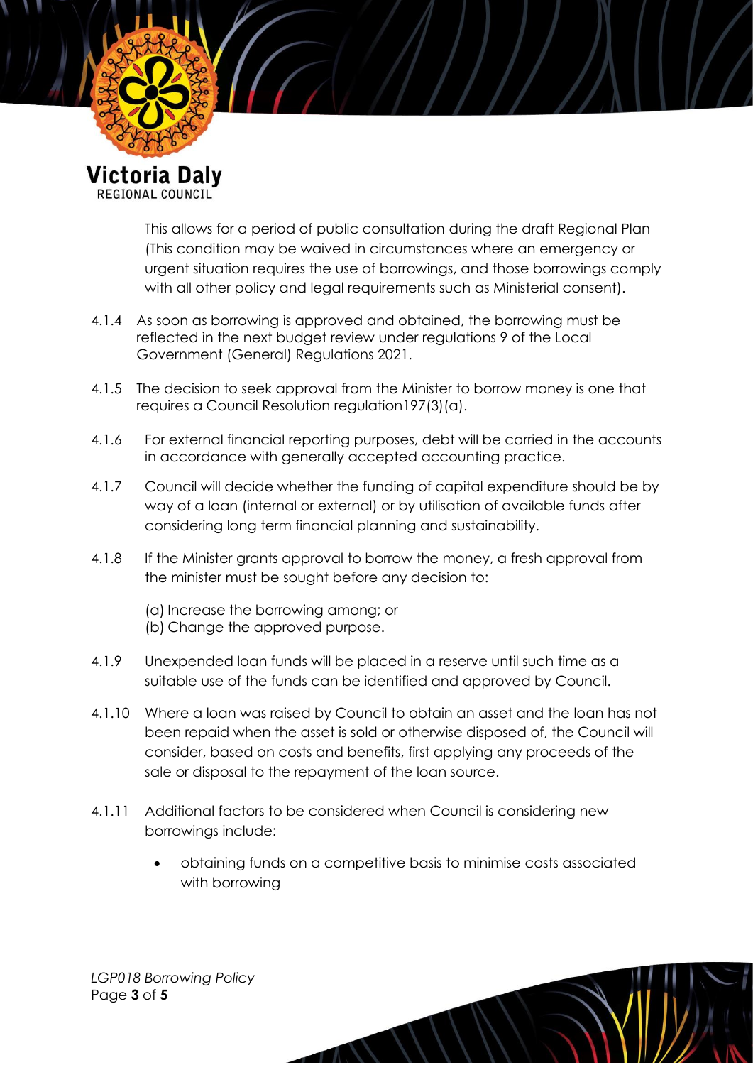This allows for a period of public consultation during the draft Regional Plan (This condition may be waived in circumstances where an emergency or urgent situation requires the use of borrowings, and those borrowings comply with all other policy and legal requirements such as Ministerial consent).

4.1.4 As soon as borrowing is approved and obtained, the borrowing must be reflected in the next budget review under regulations 9 of the Local Government (General) Regulations 2021.

4.1.5 The decision to seek approval from the Minister to borrow money is one that requires a Council Resolution regulation197(3)(a).

4.1.6 For external financial reporting purposes, debt will be carried in the accounts in accordance with generally accepted accounting practice.

4.1.7 Council will decide whether the funding of capital expenditure should be by way of a loan (internal or external) or by utilisation of available funds after considering long term financial planning and sustainability.

4.1.8 If the Minister grants approval to borrow the money, a fresh approval from the minister must be sought before any decision to:

(a) Increase the borrowing among; or
(b) Change the approved purpose.

4.1.9 Unexpended loan funds will be placed in a reserve until such time as a suitable use of the funds can be identified and approved by Council.

4.1.10 Where a loan was raised by Council to obtain an asset and the loan has not been repaid when the asset is sold or otherwise disposed of, the Council will consider, based on costs and benefits, first applying any proceeds of the sale or disposal to the repayment of the loan source.

4.1.11 Additional factors to be considered when Council is considering new borrowings include:

- obtaining funds on a competitive basis to minimise costs associated with borrowing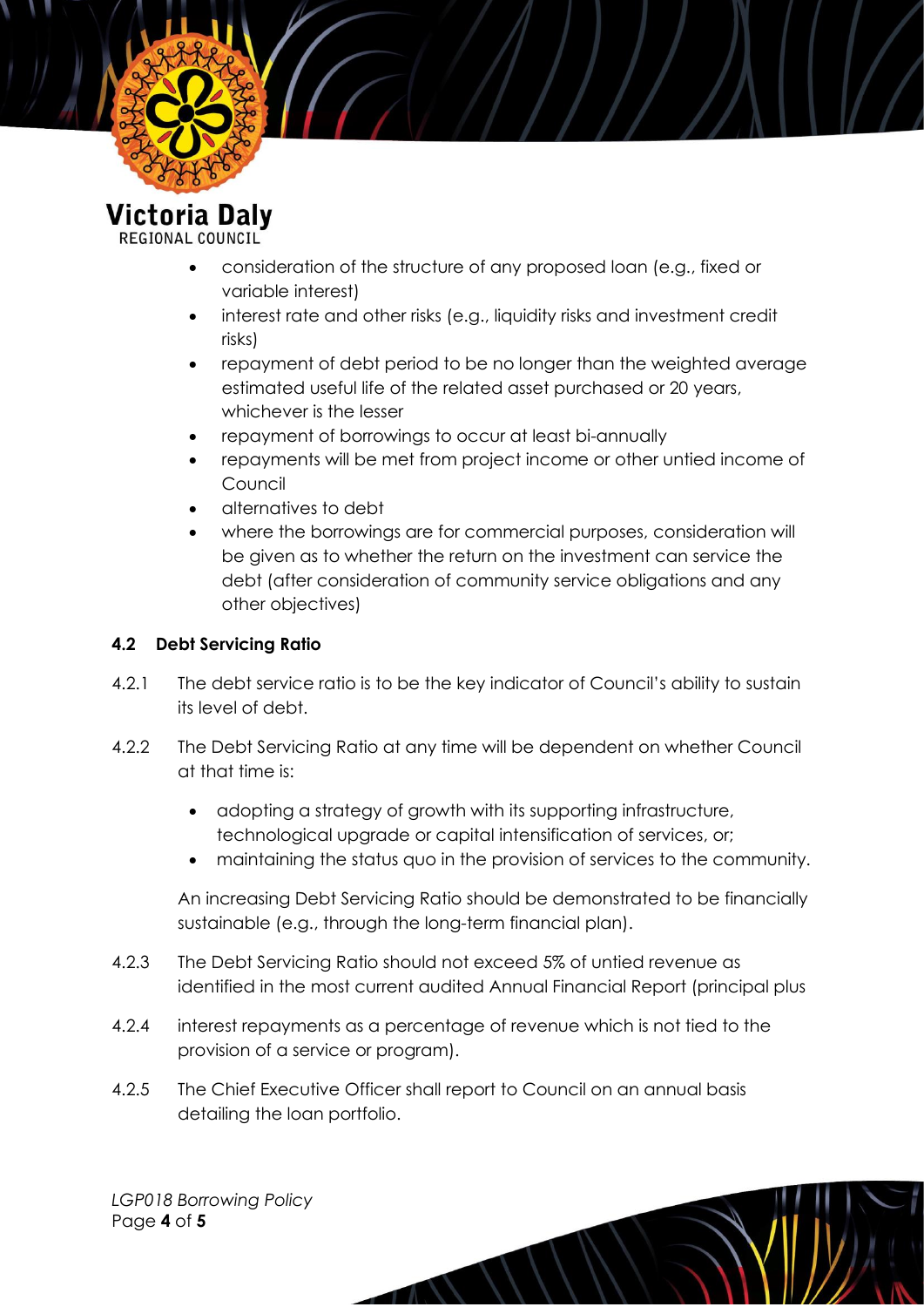- consideration of the structure of any proposed loan (e.g., fixed or variable interest)
- interest rate and other risks (e.g., liquidity risks and investment credit risks)
- repayment of debt period to be no longer than the weighted average estimated useful life of the related asset purchased or 20 years, whichever is the lesser
- repayment of borrowings to occur at least bi-annually
- repayments will be met from project income or other untied income of Council
- alternatives to debt
- where the borrowings are for commercial purposes, consideration will be given as to whether the return on the investment can service the debt (after consideration of community service obligations and any other objectives)

### 4.2 Debt Servicing Ratio

4.2.1 The debt service ratio is to be the key indicator of Council's ability to sustain its level of debt.

4.2.2 The Debt Servicing Ratio at any time will be dependent on whether Council at that time is:

- adopting a strategy of growth with its supporting infrastructure, technological upgrade or capital intensification of services, or;
- maintaining the status quo in the provision of services to the community.

An increasing Debt Servicing Ratio should be demonstrated to be financially sustainable (e.g., through the long-term financial plan).

4.2.3 The Debt Servicing Ratio should not exceed 5% of untied revenue as identified in the most current audited Annual Financial Report (principal plus

4.2.4 interest repayments as a percentage of revenue which is not tied to the provision of a service or program).

4.2.5 The Chief Executive Officer shall report to Council on an annual basis detailing the loan portfolio.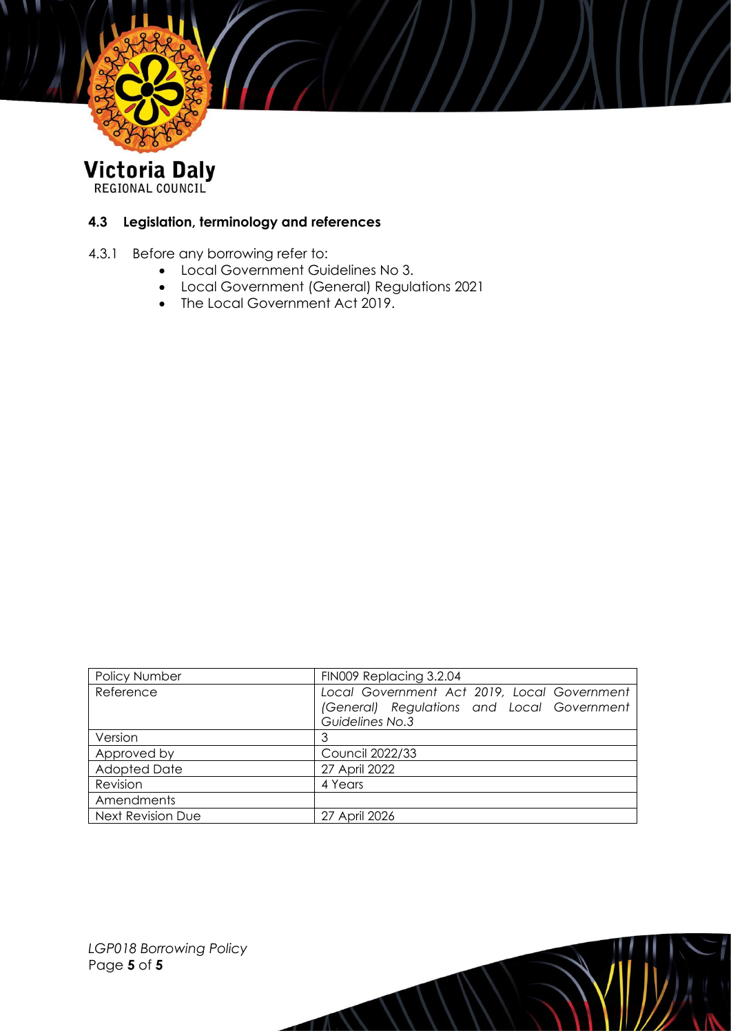### 4.3 Legislation, terminology and references

4.3.1 Before any borrowing refer to:

- Local Government Guidelines No 3.
- Local Government (General) Regulations 2021
- The Local Government Act 2019.

| | |
|---|---|
| Policy Number | FIN009 Replacing 3.2.04 |
| Reference | *Local Government Act 2019, Local Government (General) Regulations and Local Government Guidelines No.3* |
| Version | 3 |
| Approved by | Council 2022/33 |
| Adopted Date | 27 April 2022 |
| Revision | 4 Years |
| Amendments | |
| Next Revision Due | 27 April 2026 |